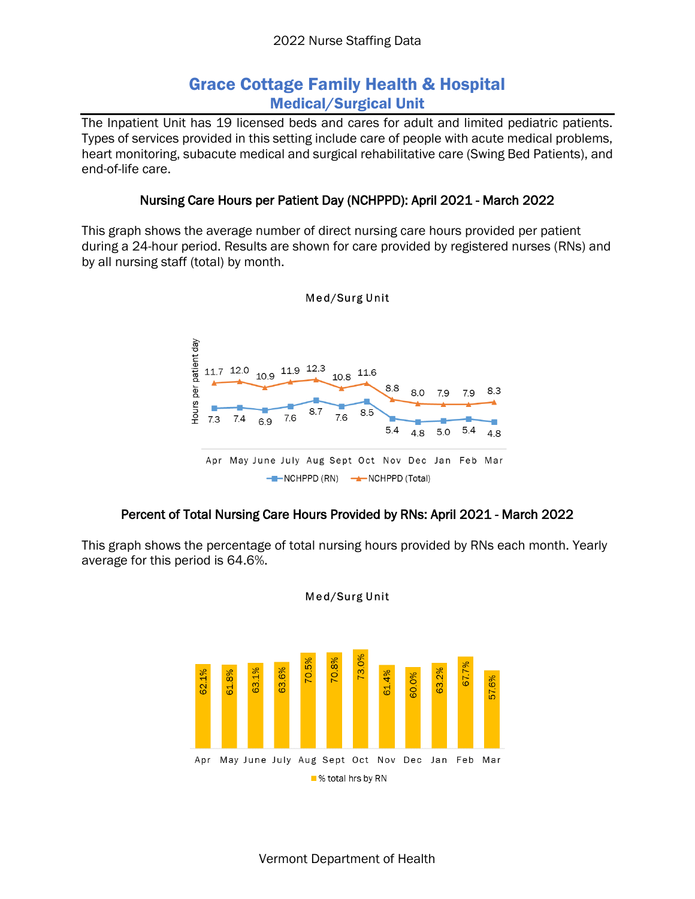2022 Nurse Staffing Data

# Grace Cottage Family Health & Hospital
## Medical/Surgical Unit

The Inpatient Unit has 19 licensed beds and cares for adult and limited pediatric patients. Types of services provided in this setting include care of people with acute medical problems, heart monitoring, subacute medical and surgical rehabilitative care (Swing Bed Patients), and end-of-life care.

### Nursing Care Hours per Patient Day (NCHPPD): April 2021 - March 2022

This graph shows the average number of direct nursing care hours provided per patient during a 24-hour period. Results are shown for care provided by registered nurses (RNs) and by all nursing staff (total) by month.

Med/Surg Unit

| | Apr | May | June | July | Aug | Sept | Oct | Nov | Dec | Jan | Feb | Mar |
|---|---|---|---|---|---|---|---|---|---|---|---|---|
| NCHPPD (RN) | 7.3 | 7.4 | 6.9 | 7.6 | 8.7 | 7.6 | 8.5 | 5.4 | 4.8 | 5.0 | 5.4 | 4.8 |
| NCHPPD (Total) | 11.7 | 12.0 | 10.9 | 11.9 | 12.3 | 10.8 | 11.6 | 8.8 | 8.0 | 7.9 | 7.9 | 8.3 |

### Percent of Total Nursing Care Hours Provided by RNs: April 2021 - March 2022

This graph shows the percentage of total nursing hours provided by RNs each month. Yearly average for this period is 64.6%.

Med/Surg Unit

| | Apr | May | June | July | Aug | Sept | Oct | Nov | Dec | Jan | Feb | Mar |
|---|---|---|---|---|---|---|---|---|---|---|---|---|
| % total hrs by RN | 62.1% | 61.8% | 63.1% | 63.6% | 70.5% | 70.8% | 73.0% | 61.4% | 60.0% | 63.2% | 67.7% | 57.6% |

Vermont Department of Health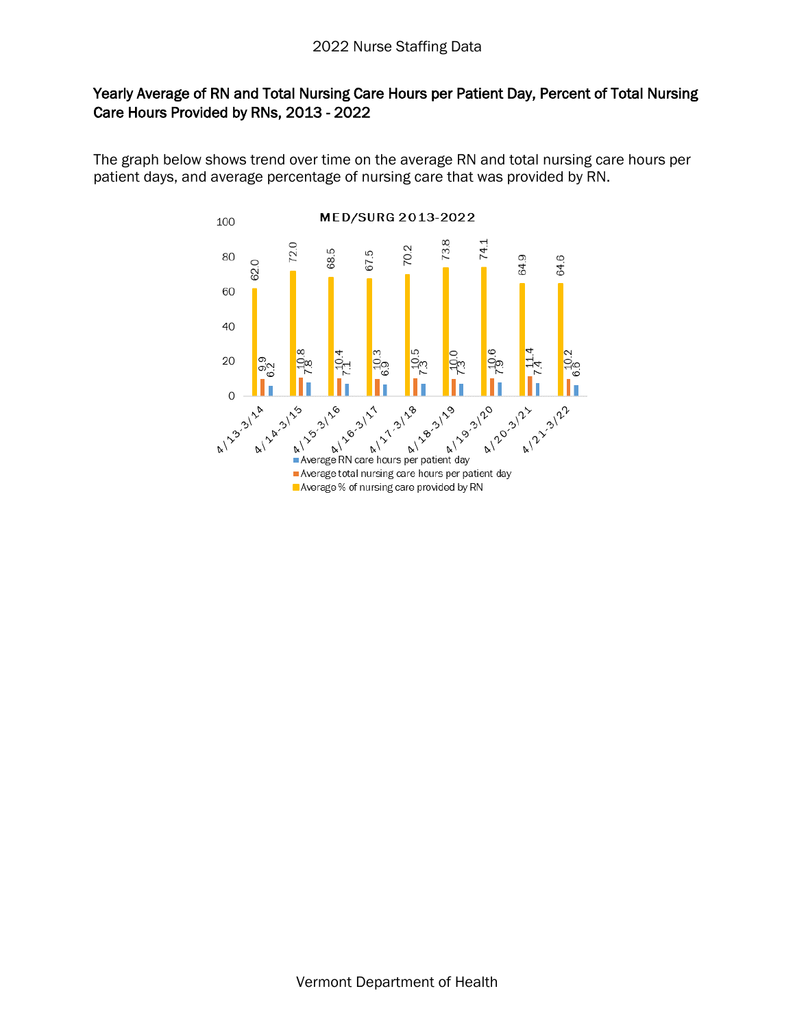2022 Nurse Staffing Data

**Yearly Average of RN and Total Nursing Care Hours per Patient Day, Percent of Total Nursing Care Hours Provided by RNs, 2013 - 2022**

The graph below shows trend over time on the average RN and total nursing care hours per patient days, and average percentage of nursing care that was provided by RN.

MED/SURG 2013-2022

100
80
60
40
20
0

62.0
9.9
6.2
72.0
10.8
7.8
68.5
10.4
7.1
67.5
10.3
6.9
70.2
10.5
7.3
73.8
10.0
7.3
74.1
10.6
7.9
64.9
11.4
7.4
64.6
10.2
6.6

4/13-3/14
4/14-3/15
4/15-3/16
4/16-3/17
4/17-3/18
4/18-3/19
4/19-3/20
4/20-3/21
4/21-3/22

Average RN care hours per patient day
Average total nursing care hours per patient day
Average % of nursing care provided by RN

Vermont Department of Health